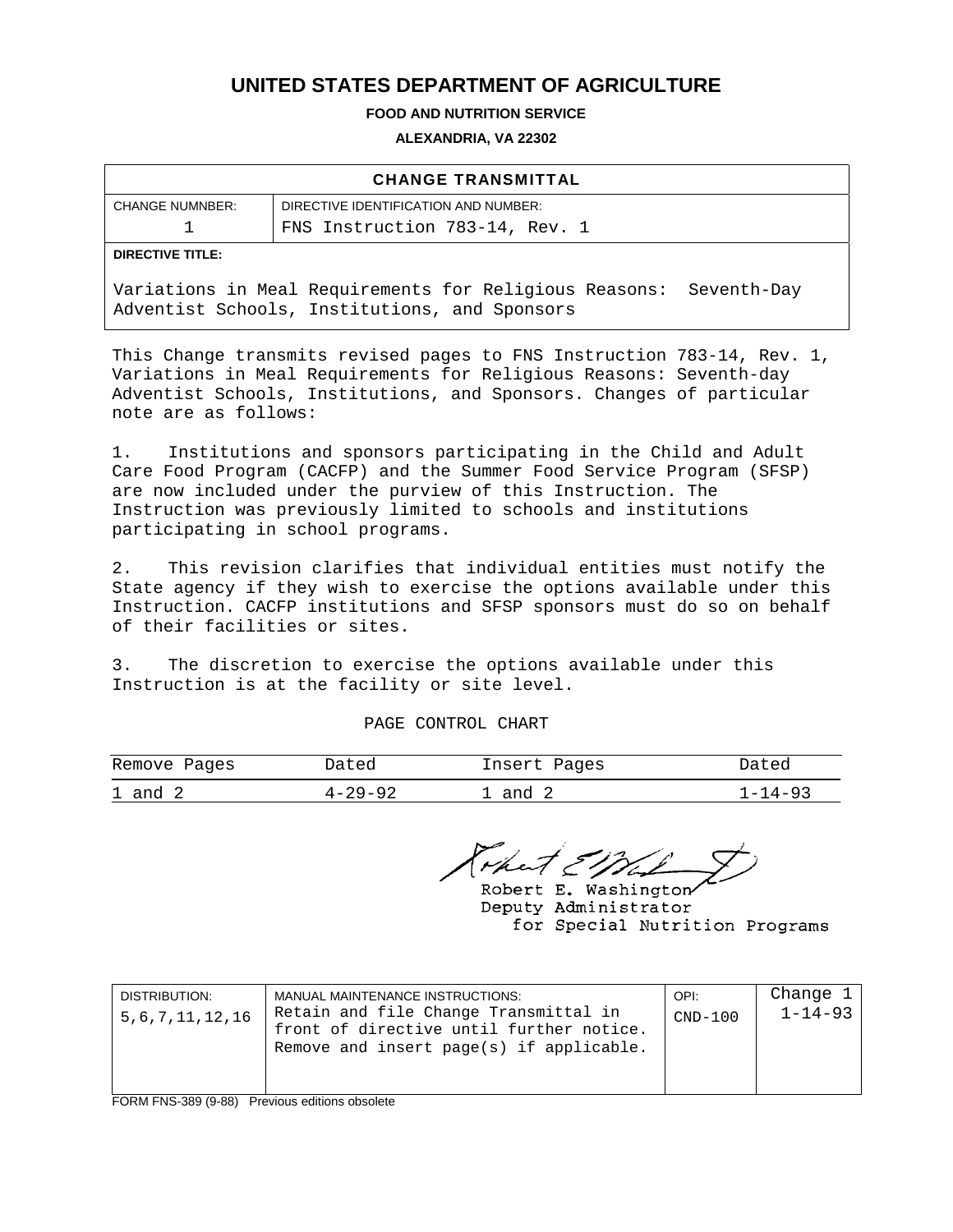# UNITED STATES DEPARTMENT OF AGRICULTURE

**FOOD AND NUTRITION SERVICE**

**ALEXANDRIA, VA 22302**

| CHANGE TRANSMITTAL | |
|---|---|
| CHANGE NUMNBER: 1 | DIRECTIVE IDENTIFICATION AND NUMBER: FNS Instruction 783-14, Rev. 1 |
| **DIRECTIVE TITLE:** Variations in Meal Requirements for Religious Reasons: Seventh-Day Adventist Schools, Institutions, and Sponsors | |

This Change transmits revised pages to FNS Instruction 783-14, Rev. 1, Variations in Meal Requirements for Religious Reasons: Seventh-day Adventist Schools, Institutions, and Sponsors. Changes of particular note are as follows:

1. Institutions and sponsors participating in the Child and Adult Care Food Program (CACFP) and the Summer Food Service Program (SFSP) are now included under the purview of this Instruction. The Instruction was previously limited to schools and institutions participating in school programs.

2. This revision clarifies that individual entities must notify the State agency if they wish to exercise the options available under this Instruction. CACFP institutions and SFSP sponsors must do so on behalf of their facilities or sites.

3. The discretion to exercise the options available under this Instruction is at the facility or site level.

PAGE CONTROL CHART

| Remove Pages | Dated | Insert Pages | Dated |
|---|---|---|---|
| 1 and 2 | 4-29-92 | 1 and 2 | 1-14-93 |

Robert E. Washington
Deputy Administrator
for Special Nutrition Programs

| DISTRIBUTION: | MANUAL MAINTENANCE INSTRUCTIONS: | OPI: | Change 1 |
|---|---|---|---|
| 5,6,7,11,12,16 | Retain and file Change Transmittal in front of directive until further notice. Remove and insert page(s) if applicable. | CND-100 | 1-14-93 |

FORM FNS-389 (9-88) Previous editions obsolete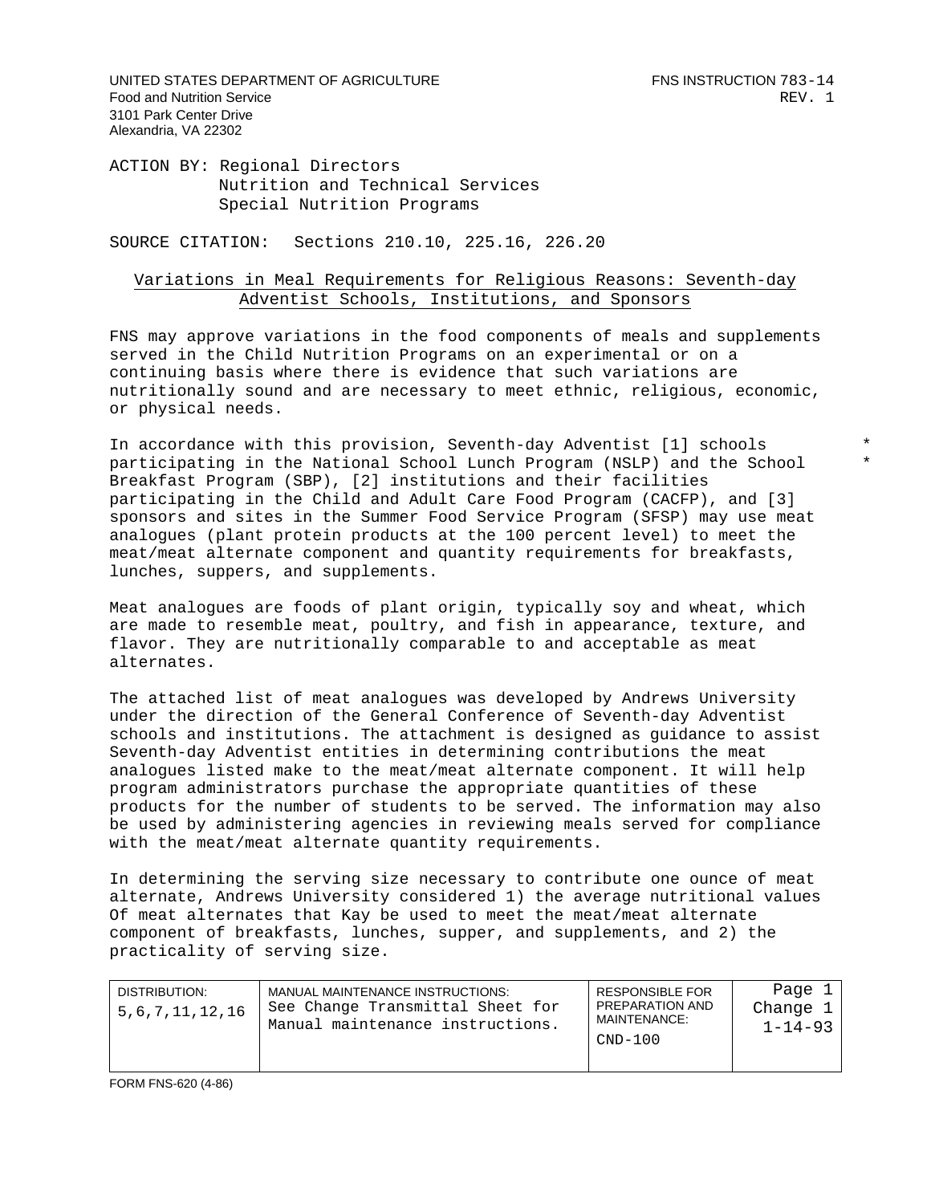UNITED STATES DEPARTMENT OF AGRICULTURE
Food and Nutrition Service
3101 Park Center Drive
Alexandria, VA 22302

FNS INSTRUCTION 783-14
REV. 1

ACTION BY: Regional Directors
Nutrition and Technical Services
Special Nutrition Programs

SOURCE CITATION: Sections 210.10, 225.16, 226.20

## Variations in Meal Requirements for Religious Reasons: Seventh-day Adventist Schools, Institutions, and Sponsors

FNS may approve variations in the food components of meals and supplements served in the Child Nutrition Programs on an experimental or on a continuing basis where there is evidence that such variations are nutritionally sound and are necessary to meet ethnic, religious, economic, or physical needs.

In accordance with this provision, Seventh-day Adventist [1] schools participating in the National School Lunch Program (NSLP) and the School Breakfast Program (SBP), [2] institutions and their facilities participating in the Child and Adult Care Food Program (CACFP), and [3] sponsors and sites in the Summer Food Service Program (SFSP) may use meat analogues (plant protein products at the 100 percent level) to meet the meat/meat alternate component and quantity requirements for breakfasts, lunches, suppers, and supplements.

Meat analogues are foods of plant origin, typically soy and wheat, which are made to resemble meat, poultry, and fish in appearance, texture, and flavor. They are nutritionally comparable to and acceptable as meat alternates.

The attached list of meat analogues was developed by Andrews University under the direction of the General Conference of Seventh-day Adventist schools and institutions. The attachment is designed as guidance to assist Seventh-day Adventist entities in determining contributions the meat analogues listed make to the meat/meat alternate component. It will help program administrators purchase the appropriate quantities of these products for the number of students to be served. The information may also be used by administering agencies in reviewing meals served for compliance with the meat/meat alternate quantity requirements.

In determining the serving size necessary to contribute one ounce of meat alternate, Andrews University considered 1) the average nutritional values Of meat alternates that Kay be used to meet the meat/meat alternate component of breakfasts, lunches, supper, and supplements, and 2) the practicality of serving size.

| DISTRIBUTION: | MANUAL MAINTENANCE INSTRUCTIONS: | RESPONSIBLE FOR PREPARATION AND MAINTENANCE: | Page 1 |
|---|---|---|---|
| 5,6,7,11,12,16 | See Change Transmittal Sheet for Manual maintenance instructions. | CND-100 | Change 1 1-14-93 |

FORM FNS-620 (4-86)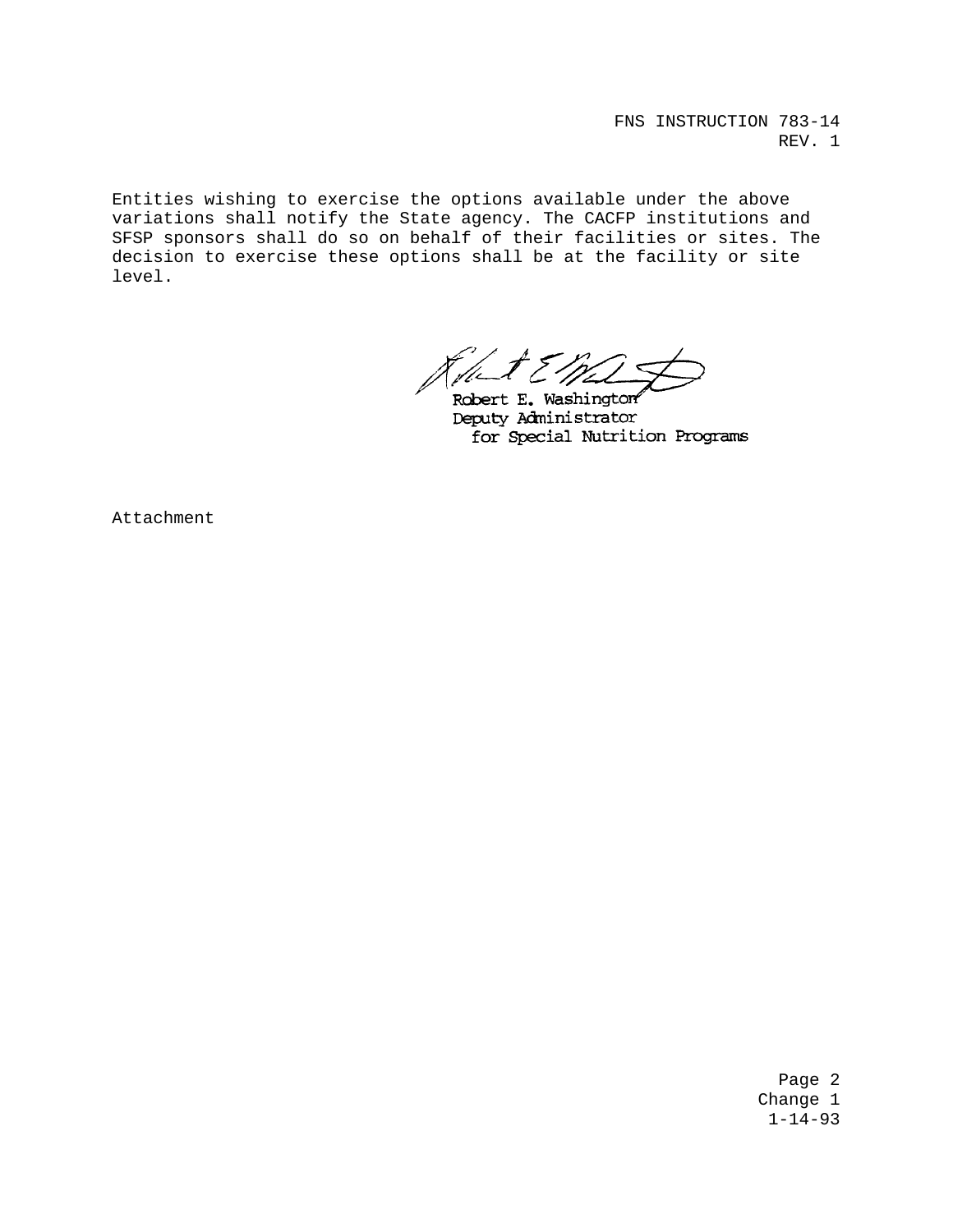Entities wishing to exercise the options available under the above variations shall notify the State agency. The CACFP institutions and SFSP sponsors shall do so on behalf of their facilities or sites. The decision to exercise these options shall be at the facility or site level.

Robert E. Washington
Deputy Administrator
for Special Nutrition Programs

Attachment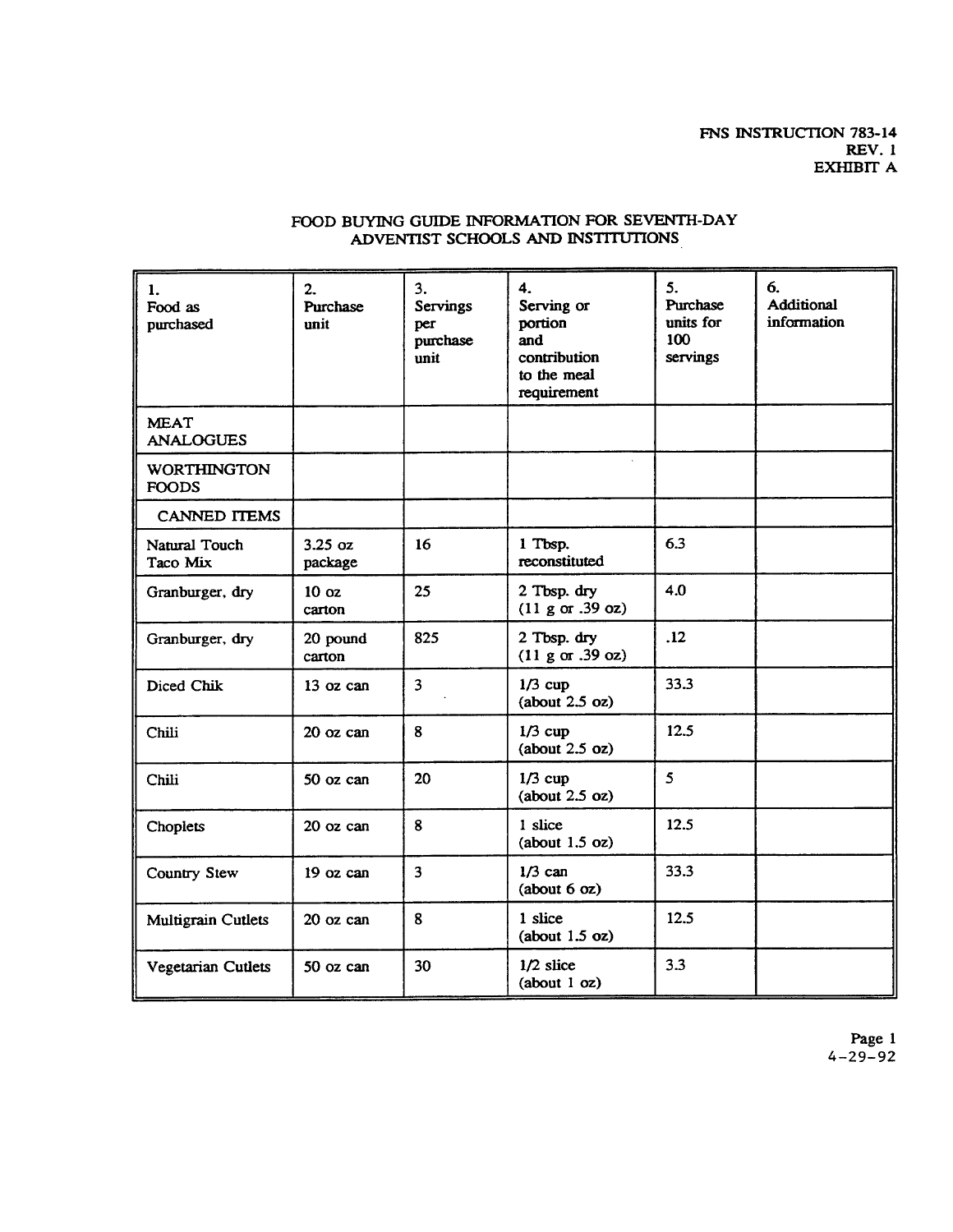FNS INSTRUCTION 783-14
REV. 1
EXHIBIT A

## FOOD BUYING GUIDE INFORMATION FOR SEVENTH-DAY ADVENTIST SCHOOLS AND INSTITUTIONS

| 1. Food as purchased | 2. Purchase unit | 3. Servings per purchase unit | 4. Serving or portion and contribution to the meal requirement | 5. Purchase units for 100 servings | 6. Additional information |
|---|---|---|---|---|---|
| MEAT ANALOGUES | | | | | |
| WORTHINGTON FOODS | | | | | |
| CANNED ITEMS | | | | | |
| Natural Touch Taco Mix | 3.25 oz package | 16 | 1 Tbsp. reconstituted | 6.3 | |
| Granburger, dry | 10 oz carton | 25 | 2 Tbsp. dry (11 g or .39 oz) | 4.0 | |
| Granburger, dry | 20 pound carton | 825 | 2 Tbsp. dry (11 g or .39 oz) | .12 | |
| Diced Chik | 13 oz can | 3 | 1/3 cup (about 2.5 oz) | 33.3 | |
| Chili | 20 oz can | 8 | 1/3 cup (about 2.5 oz) | 12.5 | |
| Chili | 50 oz can | 20 | 1/3 cup (about 2.5 oz) | 5 | |
| Choplets | 20 oz can | 8 | 1 slice (about 1.5 oz) | 12.5 | |
| Country Stew | 19 oz can | 3 | 1/3 can (about 6 oz) | 33.3 | |
| Multigrain Cutlets | 20 oz can | 8 | 1 slice (about 1.5 oz) | 12.5 | |
| Vegetarian Cutlets | 50 oz can | 30 | 1/2 slice (about 1 oz) | 3.3 | |

4-29-92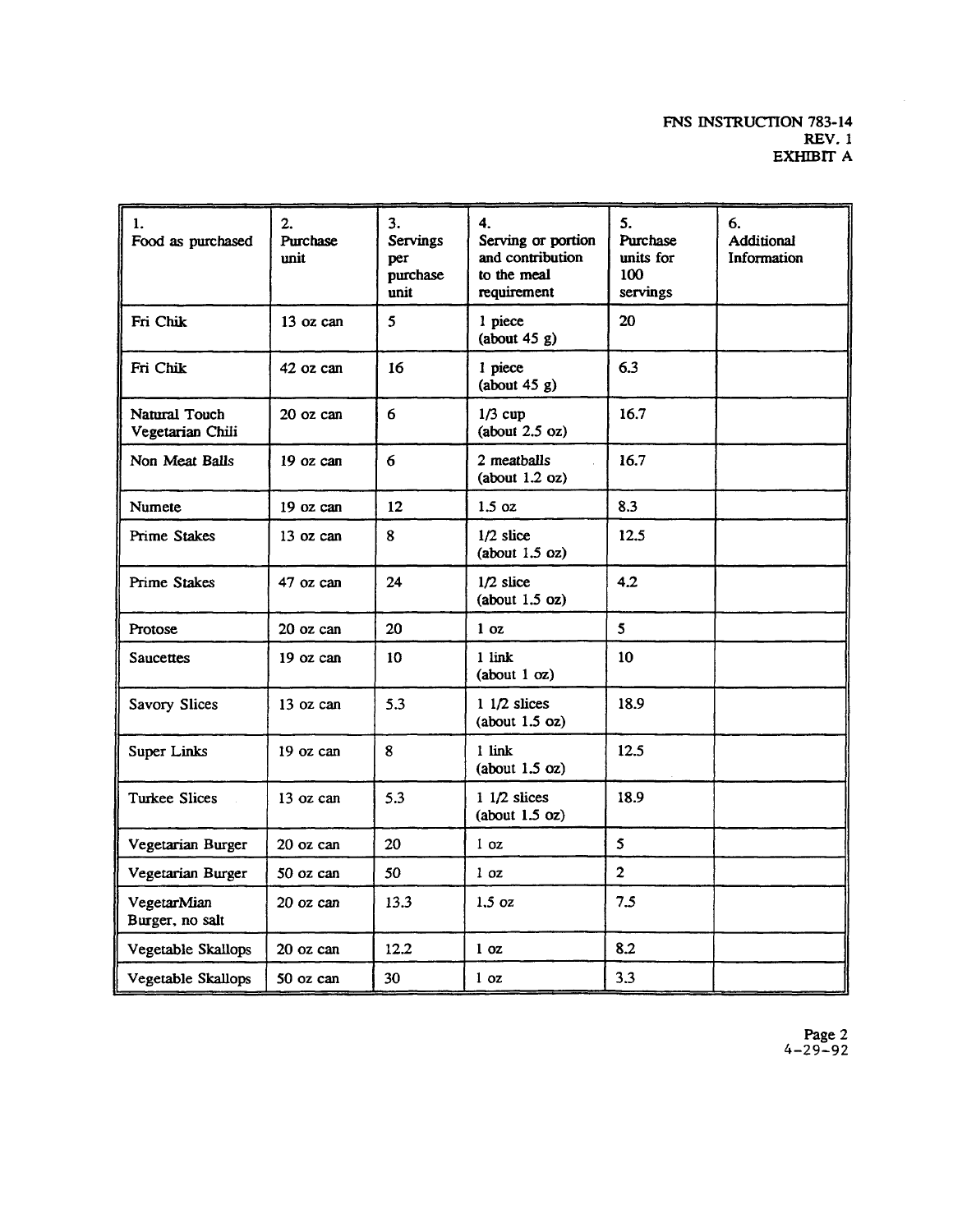| 1. Food as purchased | 2. Purchase unit | 3. Servings per purchase unit | 4. Serving or portion and contribution to the meal requirement | 5. Purchase units for 100 servings | 6. Additional Information |
|---|---|---|---|---|---|
| Fri Chik | 13 oz can | 5 | 1 piece (about 45 g) | 20 | |
| Fri Chik | 42 oz can | 16 | 1 piece (about 45 g) | 6.3 | |
| Natural Touch Vegetarian Chili | 20 oz can | 6 | 1/3 cup (about 2.5 oz) | 16.7 | |
| Non Meat Balls | 19 oz can | 6 | 2 meatballs (about 1.2 oz) | 16.7 | |
| Numete | 19 oz can | 12 | 1.5 oz | 8.3 | |
| Prime Stakes | 13 oz can | 8 | 1/2 slice (about 1.5 oz) | 12.5 | |
| Prime Stakes | 47 oz can | 24 | 1/2 slice (about 1.5 oz) | 4.2 | |
| Protose | 20 oz can | 20 | 1 oz | 5 | |
| Saucettes | 19 oz can | 10 | 1 link (about 1 oz) | 10 | |
| Savory Slices | 13 oz can | 5.3 | 1 1/2 slices (about 1.5 oz) | 18.9 | |
| Super Links | 19 oz can | 8 | 1 link (about 1.5 oz) | 12.5 | |
| Turkee Slices | 13 oz can | 5.3 | 1 1/2 slices (about 1.5 oz) | 18.9 | |
| Vegetarian Burger | 20 oz can | 20 | 1 oz | 5 | |
| Vegetarian Burger | 50 oz can | 50 | 1 oz | 2 | |
| VegetarMian Burger, no salt | 20 oz can | 13.3 | 1.5 oz | 7.5 | |
| Vegetable Skallops | 20 oz can | 12.2 | 1 oz | 8.2 | |
| Vegetable Skallops | 50 oz can | 30 | 1 oz | 3.3 | |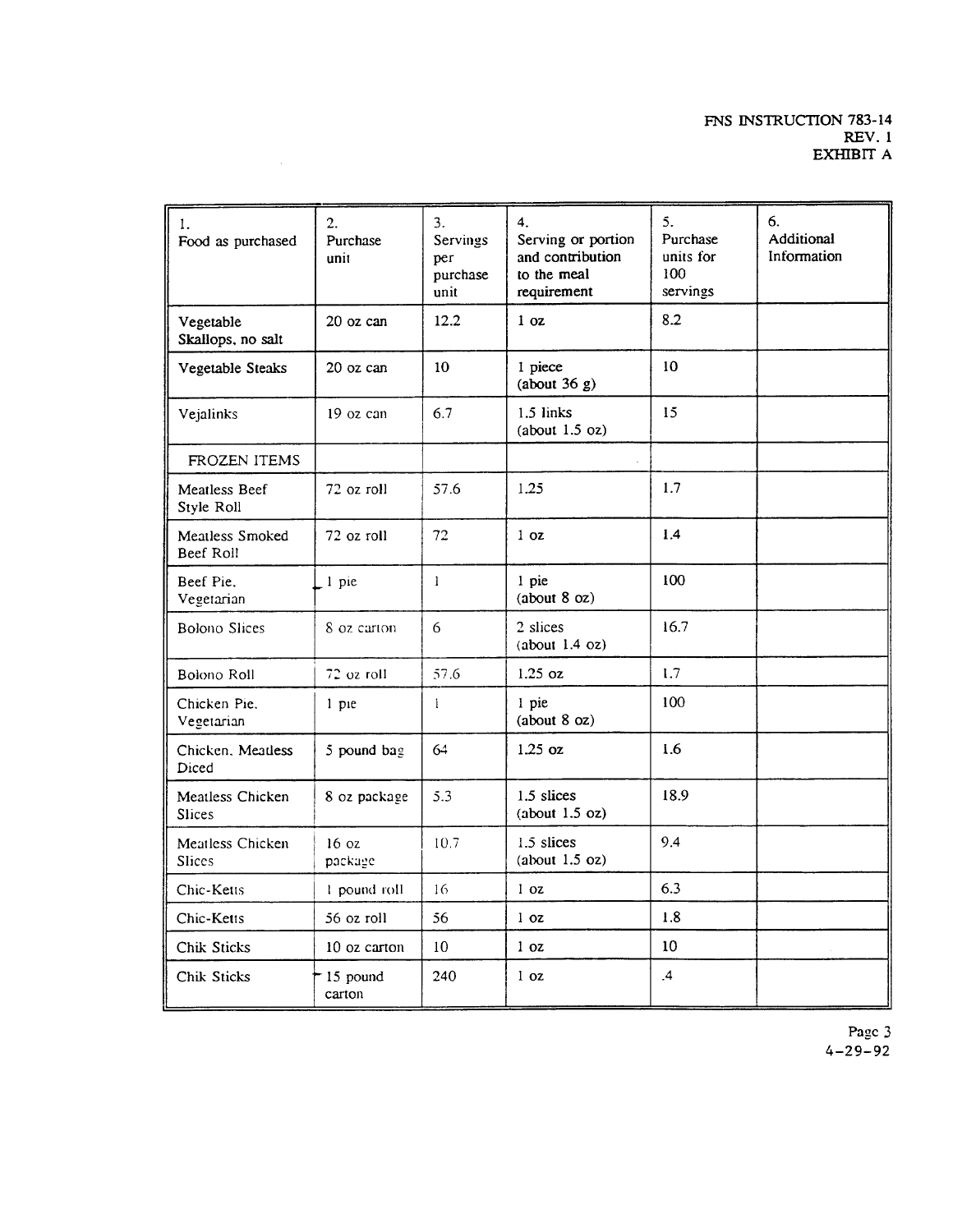| 1. Food as purchased | 2. Purchase unit | 3. Servings per purchase unit | 4. Serving or portion and contribution to the meal requirement | 5. Purchase units for 100 servings | 6. Additional Information |
|---|---|---|---|---|---|
| Vegetable Skallops, no salt | 20 oz can | 12.2 | 1 oz | 8.2 | |
| Vegetable Steaks | 20 oz can | 10 | 1 piece (about 36 g) | 10 | |
| Vejalinks | 19 oz can | 6.7 | 1.5 links (about 1.5 oz) | 15 | |
| FROZEN ITEMS | | | | | |
| Meatless Beef Style Roll | 72 oz roll | 57.6 | 1.25 | 1.7 | |
| Meatless Smoked Beef Roll | 72 oz roll | 72 | 1 oz | 1.4 | |
| Beef Pie, Vegetarian | 1 pie | 1 | 1 pie (about 8 oz) | 100 | |
| Bolono Slices | 8 oz carton | 6 | 2 slices (about 1.4 oz) | 16.7 | |
| Bolono Roll | 72 oz roll | 57.6 | 1.25 oz | 1.7 | |
| Chicken Pie, Vegetarian | 1 pie | 1 | 1 pie (about 8 oz) | 100 | |
| Chicken, Meatless Diced | 5 pound bag | 64 | 1.25 oz | 1.6 | |
| Meatless Chicken Slices | 8 oz package | 5.3 | 1.5 slices (about 1.5 oz) | 18.9 | |
| Meatless Chicken Slices | 16 oz package | 10.7 | 1.5 slices (about 1.5 oz) | 9.4 | |
| Chic-Ketts | 1 pound roll | 16 | 1 oz | 6.3 | |
| Chic-Ketts | 56 oz roll | 56 | 1 oz | 1.8 | |
| Chik Sticks | 10 oz carton | 10 | 1 oz | 10 | |
| Chik Sticks | 15 pound carton | 240 | 1 oz | .4 | |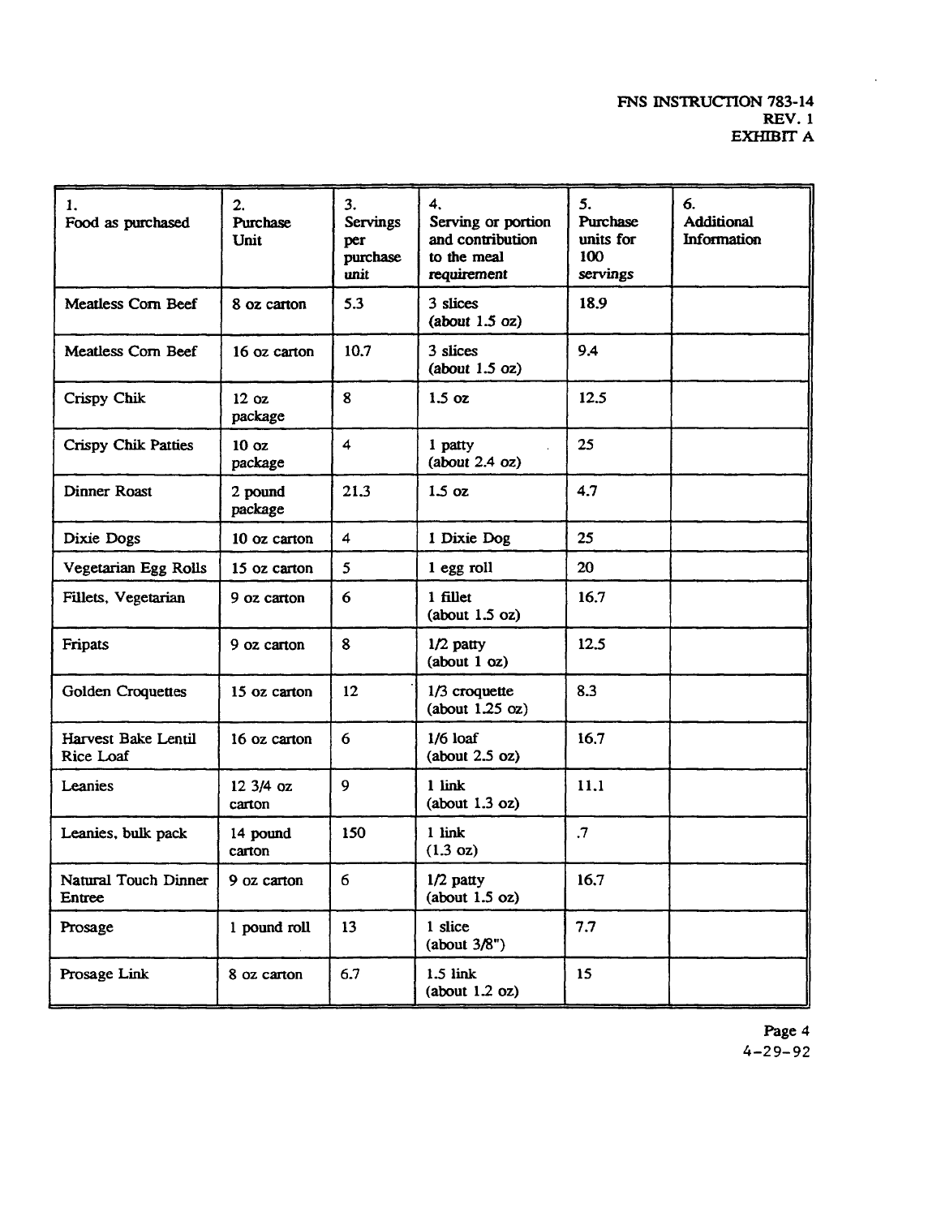| 1. Food as purchased | 2. Purchase Unit | 3. Servings per purchase unit | 4. Serving or portion and contribution to the meal requirement | 5. Purchase units for 100 servings | 6. Additional Information |
|---|---|---|---|---|---|
| Meatless Corn Beef | 8 oz carton | 5.3 | 3 slices (about 1.5 oz) | 18.9 | |
| Meatless Corn Beef | 16 oz carton | 10.7 | 3 slices (about 1.5 oz) | 9.4 | |
| Crispy Chik | 12 oz package | 8 | 1.5 oz | 12.5 | |
| Crispy Chik Patties | 10 oz package | 4 | 1 patty (about 2.4 oz) | 25 | |
| Dinner Roast | 2 pound package | 21.3 | 1.5 oz | 4.7 | |
| Dixie Dogs | 10 oz carton | 4 | 1 Dixie Dog | 25 | |
| Vegetarian Egg Rolls | 15 oz carton | 5 | 1 egg roll | 20 | |
| Fillets, Vegetarian | 9 oz carton | 6 | 1 fillet (about 1.5 oz) | 16.7 | |
| Fripats | 9 oz carton | 8 | 1/2 patty (about 1 oz) | 12.5 | |
| Golden Croquettes | 15 oz carton | 12 | 1/3 croquette (about 1.25 oz) | 8.3 | |
| Harvest Bake Lentil Rice Loaf | 16 oz carton | 6 | 1/6 loaf (about 2.5 oz) | 16.7 | |
| Leanies | 12 3/4 oz carton | 9 | 1 link (about 1.3 oz) | 11.1 | |
| Leanies, bulk pack | 14 pound carton | 150 | 1 link (1.3 oz) | .7 | |
| Natural Touch Dinner Entree | 9 oz carton | 6 | 1/2 patty (about 1.5 oz) | 16.7 | |
| Prosage | 1 pound roll | 13 | 1 slice (about 3/8") | 7.7 | |
| Prosage Link | 8 oz carton | 6.7 | 1.5 link (about 1.2 oz) | 15 | |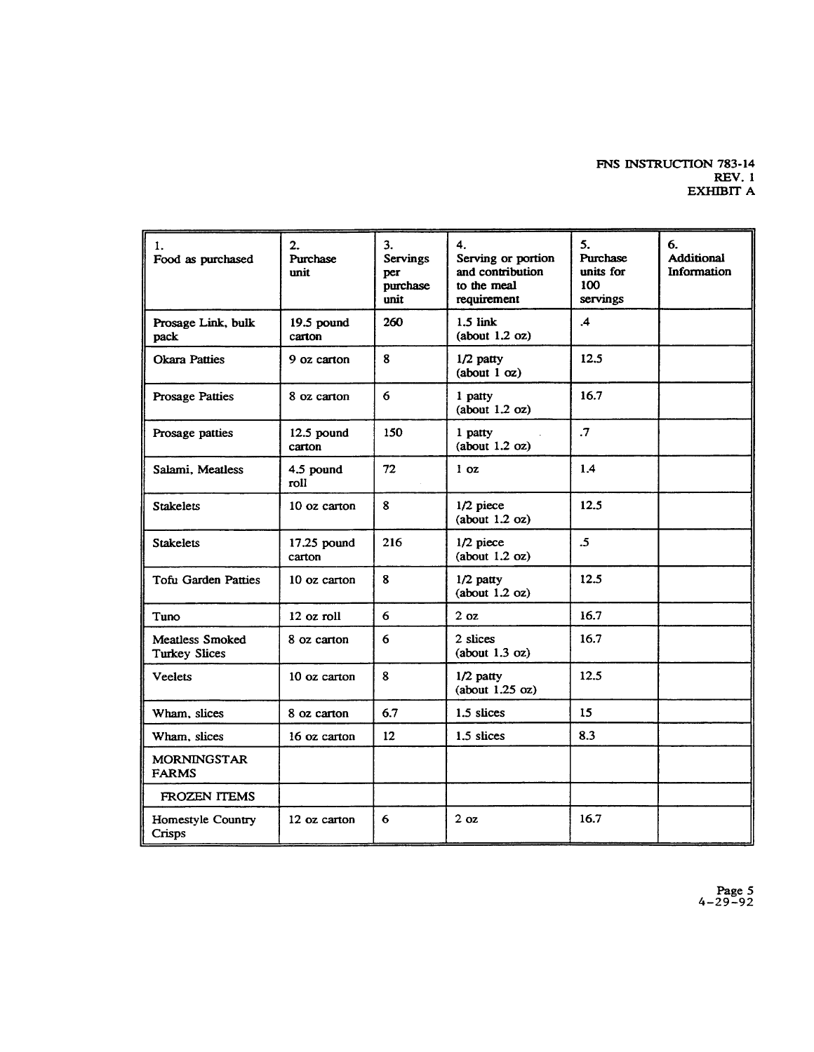| 1. Food as purchased | 2. Purchase unit | 3. Servings per purchase unit | 4. Serving or portion and contribution to the meal requirement | 5. Purchase units for 100 servings | 6. Additional Information |
|---|---|---|---|---|---|
| Prosage Link, bulk pack | 19.5 pound carton | 260 | 1.5 link (about 1.2 oz) | .4 | |
| Okara Patties | 9 oz carton | 8 | 1/2 patty (about 1 oz) | 12.5 | |
| Prosage Patties | 8 oz carton | 6 | 1 patty (about 1.2 oz) | 16.7 | |
| Prosage patties | 12.5 pound carton | 150 | 1 patty (about 1.2 oz) | .7 | |
| Salami, Meatless | 4.5 pound roll | 72 | 1 oz | 1.4 | |
| Stakelets | 10 oz carton | 8 | 1/2 piece (about 1.2 oz) | 12.5 | |
| Stakelets | 17.25 pound carton | 216 | 1/2 piece (about 1.2 oz) | .5 | |
| Tofu Garden Patties | 10 oz carton | 8 | 1/2 patty (about 1.2 oz) | 12.5 | |
| Tuno | 12 oz roll | 6 | 2 oz | 16.7 | |
| Meatless Smoked Turkey Slices | 8 oz carton | 6 | 2 slices (about 1.3 oz) | 16.7 | |
| Veelets | 10 oz carton | 8 | 1/2 patty (about 1.25 oz) | 12.5 | |
| Wham, slices | 8 oz carton | 6.7 | 1.5 slices | 15 | |
| Wham, slices | 16 oz carton | 12 | 1.5 slices | 8.3 | |
| MORNINGSTAR FARMS | | | | | |
| FROZEN ITEMS | | | | | |
| Homestyle Country Crisps | 12 oz carton | 6 | 2 oz | 16.7 | |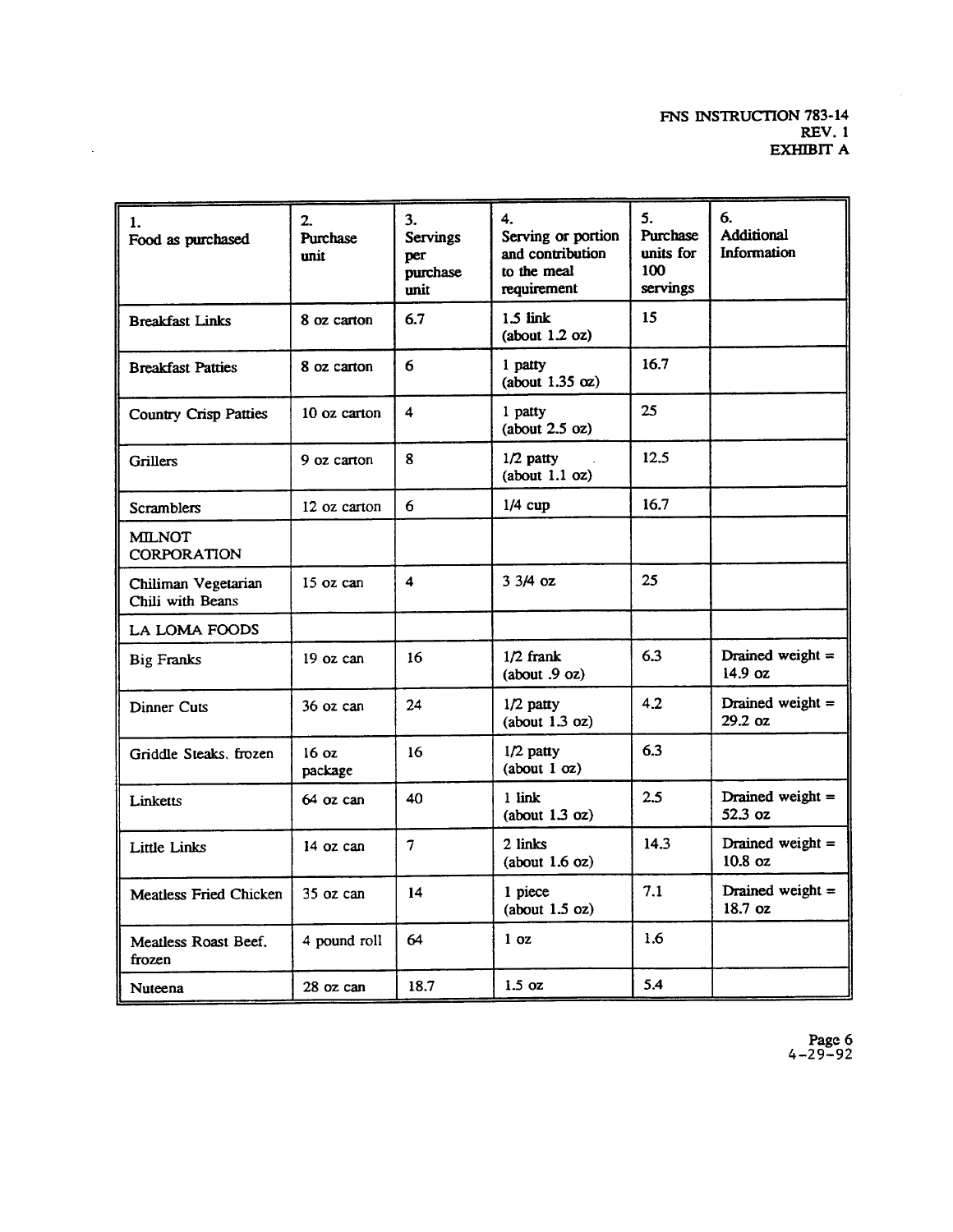| 1. Food as purchased | 2. Purchase unit | 3. Servings per purchase unit | 4. Serving or portion and contribution to the meal requirement | 5. Purchase units for 100 servings | 6. Additional Information |
|---|---|---|---|---|---|
| Breakfast Links | 8 oz carton | 6.7 | 1.5 link (about 1.2 oz) | 15 | |
| Breakfast Patties | 8 oz carton | 6 | 1 patty (about 1.35 oz) | 16.7 | |
| Country Crisp Patties | 10 oz carton | 4 | 1 patty (about 2.5 oz) | 25 | |
| Grillers | 9 oz carton | 8 | 1/2 patty (about 1.1 oz) | 12.5 | |
| Scramblers | 12 oz carton | 6 | 1/4 cup | 16.7 | |
| MILNOT CORPORATION | | | | | |
| Chiliman Vegetarian Chili with Beans | 15 oz can | 4 | 3 3/4 oz | 25 | |
| LA LOMA FOODS | | | | | |
| Big Franks | 19 oz can | 16 | 1/2 frank (about .9 oz) | 6.3 | Drained weight = 14.9 oz |
| Dinner Cuts | 36 oz can | 24 | 1/2 patty (about 1.3 oz) | 4.2 | Drained weight = 29.2 oz |
| Griddle Steaks, frozen | 16 oz package | 16 | 1/2 patty (about 1 oz) | 6.3 | |
| Linketts | 64 oz can | 40 | 1 link (about 1.3 oz) | 2.5 | Drained weight = 52.3 oz |
| Little Links | 14 oz can | 7 | 2 links (about 1.6 oz) | 14.3 | Drained weight = 10.8 oz |
| Meatless Fried Chicken | 35 oz can | 14 | 1 piece (about 1.5 oz) | 7.1 | Drained weight = 18.7 oz |
| Meatless Roast Beef, frozen | 4 pound roll | 64 | 1 oz | 1.6 | |
| Nuteena | 28 oz can | 18.7 | 1.5 oz | 5.4 | |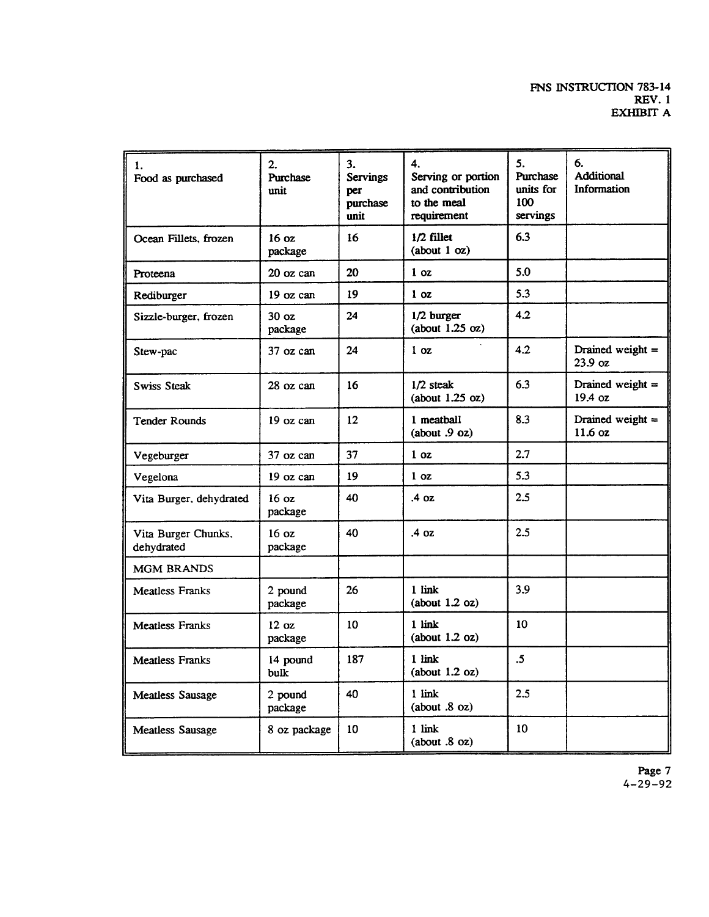| 1. Food as purchased | 2. Purchase unit | 3. Servings per purchase unit | 4. Serving or portion and contribution to the meal requirement | 5. Purchase units for 100 servings | 6. Additional Information |
|---|---|---|---|---|---|
| Ocean Fillets, frozen | 16 oz package | 16 | 1/2 fillet (about 1 oz) | 6.3 | |
| Proteena | 20 oz can | 20 | 1 oz | 5.0 | |
| Rediburger | 19 oz can | 19 | 1 oz | 5.3 | |
| Sizzle-burger, frozen | 30 oz package | 24 | 1/2 burger (about 1.25 oz) | 4.2 | |
| Stew-pac | 37 oz can | 24 | 1 oz | 4.2 | Drained weight = 23.9 oz |
| Swiss Steak | 28 oz can | 16 | 1/2 steak (about 1.25 oz) | 6.3 | Drained weight = 19.4 oz |
| Tender Rounds | 19 oz can | 12 | 1 meatball (about .9 oz) | 8.3 | Drained weight = 11.6 oz |
| Vegeburger | 37 oz can | 37 | 1 oz | 2.7 | |
| Vegelona | 19 oz can | 19 | 1 oz | 5.3 | |
| Vita Burger, dehydrated | 16 oz package | 40 | .4 oz | 2.5 | |
| Vita Burger Chunks, dehydrated | 16 oz package | 40 | .4 oz | 2.5 | |
| MGM BRANDS | | | | | |
| Meatless Franks | 2 pound package | 26 | 1 link (about 1.2 oz) | 3.9 | |
| Meatless Franks | 12 oz package | 10 | 1 link (about 1.2 oz) | 10 | |
| Meatless Franks | 14 pound bulk | 187 | 1 link (about 1.2 oz) | .5 | |
| Meatless Sausage | 2 pound package | 40 | 1 link (about .8 oz) | 2.5 | |
| Meatless Sausage | 8 oz package | 10 | 1 link (about .8 oz) | 10 | |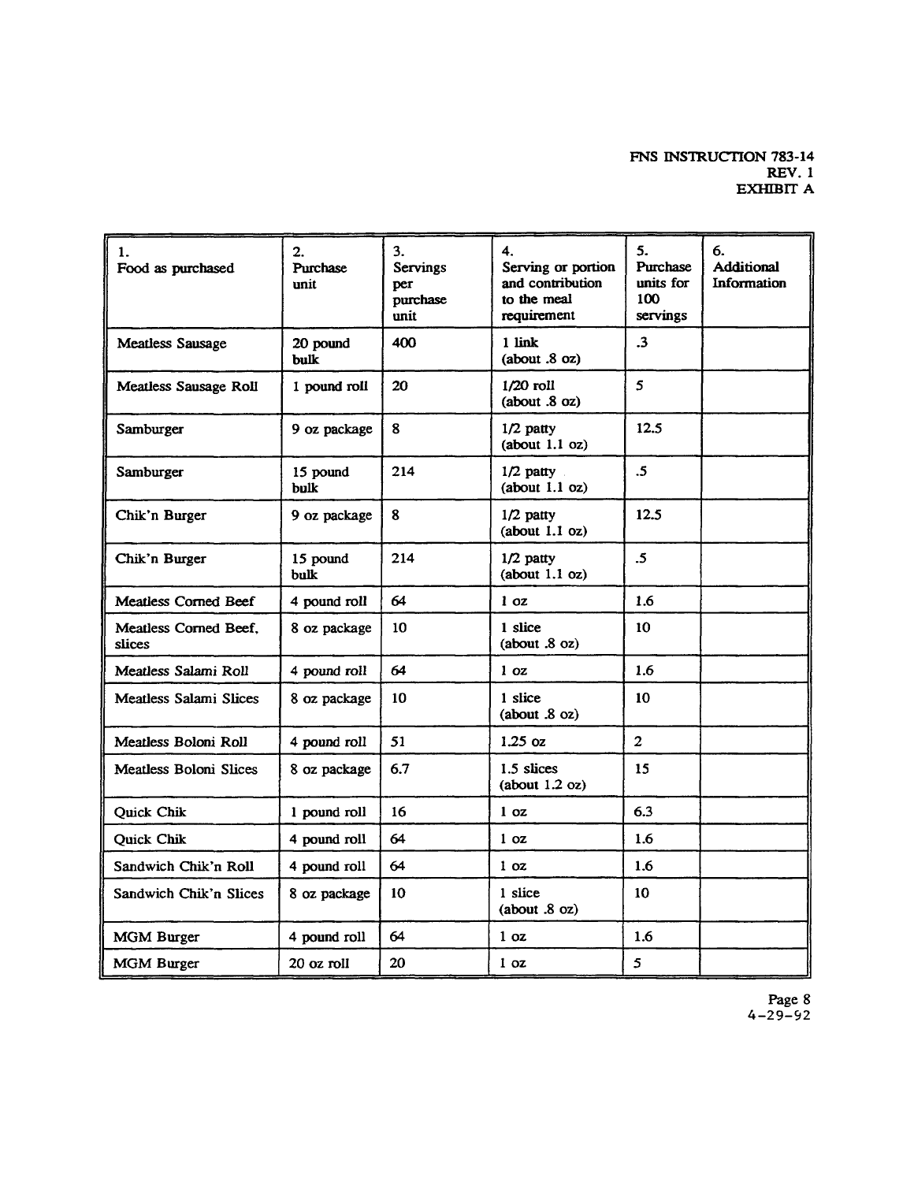| 1. Food as purchased | 2. Purchase unit | 3. Servings per purchase unit | 4. Serving or portion and contribution to the meal requirement | 5. Purchase units for 100 servings | 6. Additional Information |
|---|---|---|---|---|---|
| Meatless Sausage | 20 pound bulk | 400 | 1 link (about .8 oz) | .3 | |
| Meatless Sausage Roll | 1 pound roll | 20 | 1/20 roll (about .8 oz) | 5 | |
| Samburger | 9 oz package | 8 | 1/2 patty (about 1.1 oz) | 12.5 | |
| Samburger | 15 pound bulk | 214 | 1/2 patty (about 1.1 oz) | .5 | |
| Chik'n Burger | 9 oz package | 8 | 1/2 patty (about 1.1 oz) | 12.5 | |
| Chik'n Burger | 15 pound bulk | 214 | 1/2 patty (about 1.1 oz) | .5 | |
| Meatless Corned Beef | 4 pound roll | 64 | 1 oz | 1.6 | |
| Meatless Corned Beef, slices | 8 oz package | 10 | 1 slice (about .8 oz) | 10 | |
| Meatless Salami Roll | 4 pound roll | 64 | 1 oz | 1.6 | |
| Meatless Salami Slices | 8 oz package | 10 | 1 slice (about .8 oz) | 10 | |
| Meatless Boloni Roll | 4 pound roll | 51 | 1.25 oz | 2 | |
| Meatless Boloni Slices | 8 oz package | 6.7 | 1.5 slices (about 1.2 oz) | 15 | |
| Quick Chik | 1 pound roll | 16 | 1 oz | 6.3 | |
| Quick Chik | 4 pound roll | 64 | 1 oz | 1.6 | |
| Sandwich Chik'n Roll | 4 pound roll | 64 | 1 oz | 1.6 | |
| Sandwich Chik'n Slices | 8 oz package | 10 | 1 slice (about .8 oz) | 10 | |
| MGM Burger | 4 pound roll | 64 | 1 oz | 1.6 | |
| MGM Burger | 20 oz roll | 20 | 1 oz | 5 | |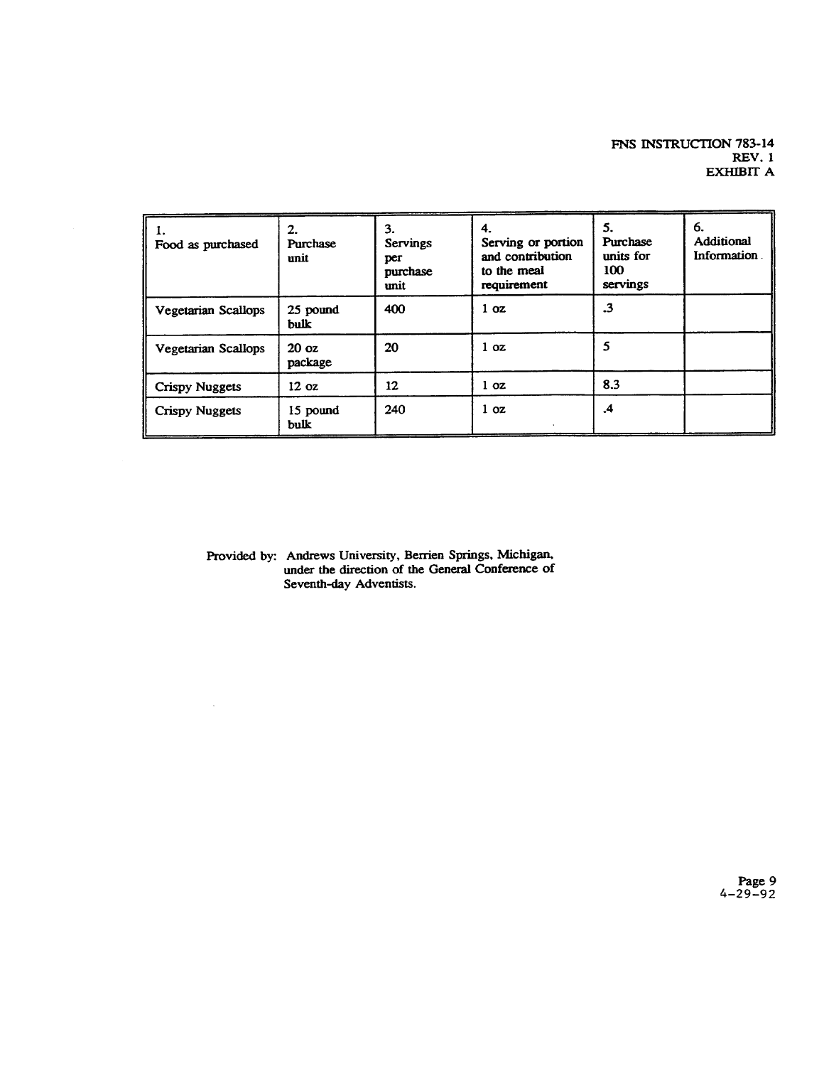FNS INSTRUCTION 783-14
REV. 1
EXHIBIT A

| 1. Food as purchased | 2. Purchase unit | 3. Servings per purchase unit | 4. Serving or portion and contribution to the meal requirement | 5. Purchase units for 100 servings | 6. Additional Information |
|---|---|---|---|---|---|
| Vegetarian Scallops | 25 pound bulk | 400 | 1 oz | .3 | |
| Vegetarian Scallops | 20 oz package | 20 | 1 oz | 5 | |
| Crispy Nuggets | 12 oz | 12 | 1 oz | 8.3 | |
| Crispy Nuggets | 15 pound bulk | 240 | 1 oz | .4 | |

Provided by: Andrews University, Berrien Springs, Michigan, under the direction of the General Conference of Seventh-day Adventists.

4-29-92